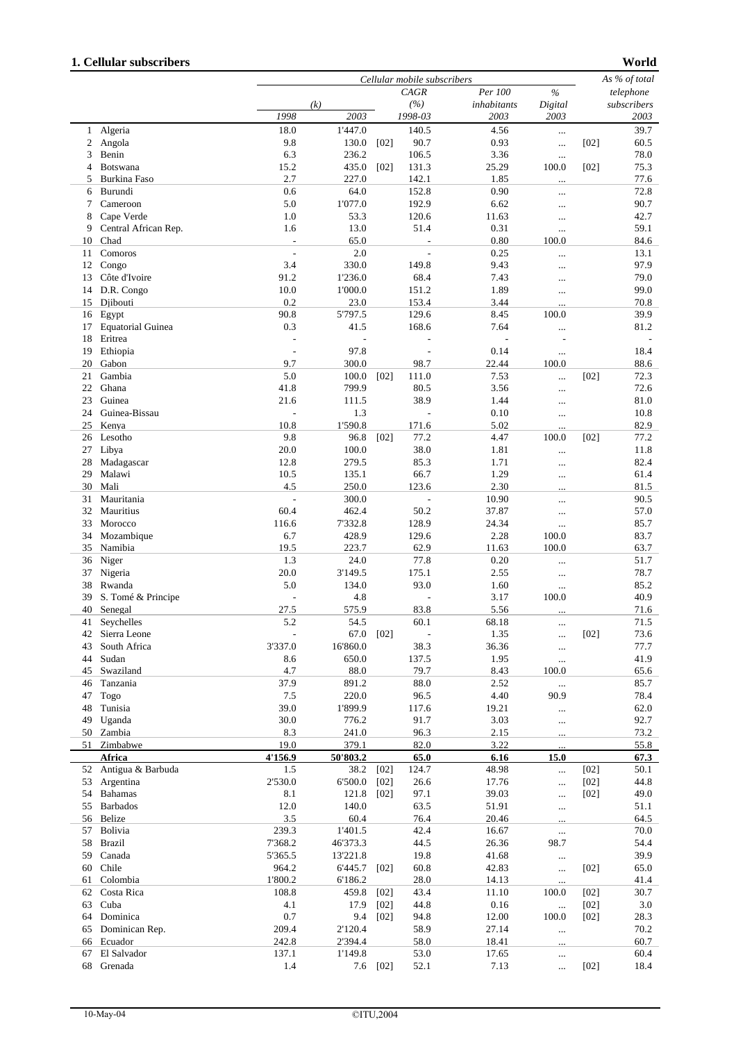## 1. Cellular subscribers

**World**

| | | Cellular mobile subscribers | | | | | | | As % of total telephone subscribers |
|---|---|---|---|---|---|---|---|---|---|
| | | (k) | | | CAGR (%) | Per 100 inhabitants | % Digital | | |
| | | 1998 | 2003 | | 1998-03 | 2003 | 2003 | | 2003 |
| 1 | Algeria | 18.0 | 1'447.0 | | 140.5 | 4.56 | ... | | 39.7 |
| 2 | Angola | 9.8 | 130.0 | [02] | 90.7 | 0.93 | ... | [02] | 60.5 |
| 3 | Benin | 6.3 | 236.2 | | 106.5 | 3.36 | ... | | 78.0 |
| 4 | Botswana | 15.2 | 435.0 | [02] | 131.3 | 25.29 | 100.0 | [02] | 75.3 |
| 5 | Burkina Faso | 2.7 | 227.0 | | 142.1 | 1.85 | ... | | 77.6 |
| 6 | Burundi | 0.6 | 64.0 | | 152.8 | 0.90 | ... | | 72.8 |
| 7 | Cameroon | 5.0 | 1'077.0 | | 192.9 | 6.62 | ... | | 90.7 |
| 8 | Cape Verde | 1.0 | 53.3 | | 120.6 | 11.63 | ... | | 42.7 |
| 9 | Central African Rep. | 1.6 | 13.0 | | 51.4 | 0.31 | ... | | 59.1 |
| 10 | Chad | - | 65.0 | | - | 0.80 | 100.0 | | 84.6 |
| 11 | Comoros | - | 2.0 | | - | 0.25 | ... | | 13.1 |
| 12 | Congo | 3.4 | 330.0 | | 149.8 | 9.43 | ... | | 97.9 |
| 13 | Côte d'Ivoire | 91.2 | 1'236.0 | | 68.4 | 7.43 | ... | | 79.0 |
| 14 | D.R. Congo | 10.0 | 1'000.0 | | 151.2 | 1.89 | ... | | 99.0 |
| 15 | Djibouti | 0.2 | 23.0 | | 153.4 | 3.44 | ... | | 70.8 |
| 16 | Egypt | 90.8 | 5'797.5 | | 129.6 | 8.45 | 100.0 | | 39.9 |
| 17 | Equatorial Guinea | 0.3 | 41.5 | | 168.6 | 7.64 | ... | | 81.2 |
| 18 | Eritrea | - | - | | - | - | - | | - |
| 19 | Ethiopia | - | 97.8 | | - | 0.14 | ... | | 18.4 |
| 20 | Gabon | 9.7 | 300.0 | | 98.7 | 22.44 | 100.0 | | 88.6 |
| 21 | Gambia | 5.0 | 100.0 | [02] | 111.0 | 7.53 | ... | [02] | 72.3 |
| 22 | Ghana | 41.8 | 799.9 | | 80.5 | 3.56 | ... | | 72.6 |
| 23 | Guinea | 21.6 | 111.5 | | 38.9 | 1.44 | ... | | 81.0 |
| 24 | Guinea-Bissau | - | 1.3 | | - | 0.10 | ... | | 10.8 |
| 25 | Kenya | 10.8 | 1'590.8 | | 171.6 | 5.02 | ... | | 82.9 |
| 26 | Lesotho | 9.8 | 96.8 | [02] | 77.2 | 4.47 | 100.0 | [02] | 77.2 |
| 27 | Libya | 20.0 | 100.0 | | 38.0 | 1.81 | ... | | 11.8 |
| 28 | Madagascar | 12.8 | 279.5 | | 85.3 | 1.71 | ... | | 82.4 |
| 29 | Malawi | 10.5 | 135.1 | | 66.7 | 1.29 | ... | | 61.4 |
| 30 | Mali | 4.5 | 250.0 | | 123.6 | 2.30 | ... | | 81.5 |
| 31 | Mauritania | - | 300.0 | | - | 10.90 | ... | | 90.5 |
| 32 | Mauritius | 60.4 | 462.4 | | 50.2 | 37.87 | ... | | 57.0 |
| 33 | Morocco | 116.6 | 7'332.8 | | 128.9 | 24.34 | ... | | 85.7 |
| 34 | Mozambique | 6.7 | 428.9 | | 129.6 | 2.28 | 100.0 | | 83.7 |
| 35 | Namibia | 19.5 | 223.7 | | 62.9 | 11.63 | 100.0 | | 63.7 |
| 36 | Niger | 1.3 | 24.0 | | 77.8 | 0.20 | ... | | 51.7 |
| 37 | Nigeria | 20.0 | 3'149.5 | | 175.1 | 2.55 | ... | | 78.7 |
| 38 | Rwanda | 5.0 | 134.0 | | 93.0 | 1.60 | ... | | 85.2 |
| 39 | S. Tomé & Principe | - | 4.8 | | - | 3.17 | 100.0 | | 40.9 |
| 40 | Senegal | 27.5 | 575.9 | | 83.8 | 5.56 | ... | | 71.6 |
| 41 | Seychelles | 5.2 | 54.5 | | 60.1 | 68.18 | ... | | 71.5 |
| 42 | Sierra Leone | - | 67.0 | [02] | - | 1.35 | ... | [02] | 73.6 |
| 43 | South Africa | 3'337.0 | 16'860.0 | | 38.3 | 36.36 | ... | | 77.7 |
| 44 | Sudan | 8.6 | 650.0 | | 137.5 | 1.95 | ... | | 41.9 |
| 45 | Swaziland | 4.7 | 88.0 | | 79.7 | 8.43 | 100.0 | | 65.6 |
| 46 | Tanzania | 37.9 | 891.2 | | 88.0 | 2.52 | ... | | 85.7 |
| 47 | Togo | 7.5 | 220.0 | | 96.5 | 4.40 | 90.9 | | 78.4 |
| 48 | Tunisia | 39.0 | 1'899.9 | | 117.6 | 19.21 | ... | | 62.0 |
| 49 | Uganda | 30.0 | 776.2 | | 91.7 | 3.03 | ... | | 92.7 |
| 50 | Zambia | 8.3 | 241.0 | | 96.3 | 2.15 | ... | | 73.2 |
| 51 | Zimbabwe | 19.0 | 379.1 | | 82.0 | 3.22 | ... | | 55.8 |
| | **Africa** | **4'156.9** | **50'803.2** | | **65.0** | **6.16** | **15.0** | | **67.3** |
| 52 | Antigua & Barbuda | 1.5 | 38.2 | [02] | 124.7 | 48.98 | ... | [02] | 50.1 |
| 53 | Argentina | 2'530.0 | 6'500.0 | [02] | 26.6 | 17.76 | ... | [02] | 44.8 |
| 54 | Bahamas | 8.1 | 121.8 | [02] | 97.1 | 39.03 | ... | [02] | 49.0 |
| 55 | Barbados | 12.0 | 140.0 | | 63.5 | 51.91 | ... | | 51.1 |
| 56 | Belize | 3.5 | 60.4 | | 76.4 | 20.46 | ... | | 64.5 |
| 57 | Bolivia | 239.3 | 1'401.5 | | 42.4 | 16.67 | ... | | 70.0 |
| 58 | Brazil | 7'368.2 | 46'373.3 | | 44.5 | 26.36 | 98.7 | | 54.4 |
| 59 | Canada | 5'365.5 | 13'221.8 | | 19.8 | 41.68 | ... | | 39.9 |
| 60 | Chile | 964.2 | 6'445.7 | [02] | 60.8 | 42.83 | ... | [02] | 65.0 |
| 61 | Colombia | 1'800.2 | 6'186.2 | | 28.0 | 14.13 | ... | | 41.4 |
| 62 | Costa Rica | 108.8 | 459.8 | [02] | 43.4 | 11.10 | 100.0 | [02] | 30.7 |
| 63 | Cuba | 4.1 | 17.9 | [02] | 44.8 | 0.16 | ... | [02] | 3.0 |
| 64 | Dominica | 0.7 | 9.4 | [02] | 94.8 | 12.00 | 100.0 | [02] | 28.3 |
| 65 | Dominican Rep. | 209.4 | 2'120.4 | | 58.9 | 27.14 | ... | | 70.2 |
| 66 | Ecuador | 242.8 | 2'394.4 | | 58.0 | 18.41 | ... | | 60.7 |
| 67 | El Salvador | 137.1 | 1'149.8 | | 53.0 | 17.65 | ... | | 60.4 |
| 68 | Grenada | 1.4 | 7.6 | [02] | 52.1 | 7.13 | ... | [02] | 18.4 |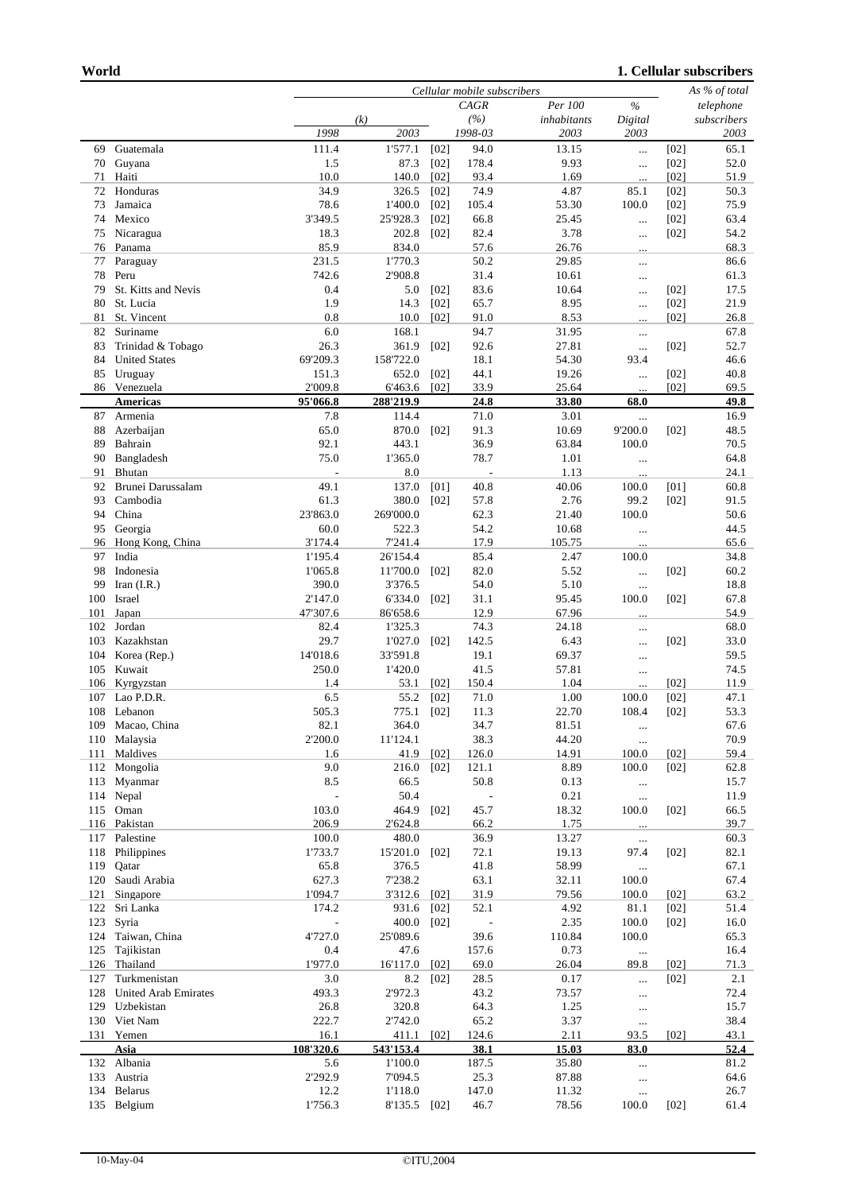**World** **1. Cellular subscribers**

| | | Cellular mobile subscribers | | | | | | | As % of total telephone subscribers |
|---|---|---|---|---|---|---|---|---|---|
| | | (k) | | | CAGR (%) | Per 100 inhabitants | % Digital | | |
| | | 1998 | 2003 | | 1998-03 | 2003 | 2003 | | 2003 |
| 69 | Guatemala | 111.4 | 1'577.1 | [02] | 94.0 | 13.15 | ... | [02] | 65.1 |
| 70 | Guyana | 1.5 | 87.3 | [02] | 178.4 | 9.93 | ... | [02] | 52.0 |
| 71 | Haiti | 10.0 | 140.0 | [02] | 93.4 | 1.69 | ... | [02] | 51.9 |
| 72 | Honduras | 34.9 | 326.5 | [02] | 74.9 | 4.87 | 85.1 | [02] | 50.3 |
| 73 | Jamaica | 78.6 | 1'400.0 | [02] | 105.4 | 53.30 | 100.0 | [02] | 75.9 |
| 74 | Mexico | 3'349.5 | 25'928.3 | [02] | 66.8 | 25.45 | ... | [02] | 63.4 |
| 75 | Nicaragua | 18.3 | 202.8 | [02] | 82.4 | 3.78 | ... | [02] | 54.2 |
| 76 | Panama | 85.9 | 834.0 | | 57.6 | 26.76 | ... | | 68.3 |
| 77 | Paraguay | 231.5 | 1'770.3 | | 50.2 | 29.85 | ... | | 86.6 |
| 78 | Peru | 742.6 | 2'908.8 | | 31.4 | 10.61 | ... | | 61.3 |
| 79 | St. Kitts and Nevis | 0.4 | 5.0 | [02] | 83.6 | 10.64 | ... | [02] | 17.5 |
| 80 | St. Lucia | 1.9 | 14.3 | [02] | 65.7 | 8.95 | ... | [02] | 21.9 |
| 81 | St. Vincent | 0.8 | 10.0 | [02] | 91.0 | 8.53 | ... | [02] | 26.8 |
| 82 | Suriname | 6.0 | 168.1 | | 94.7 | 31.95 | ... | | 67.8 |
| 83 | Trinidad & Tobago | 26.3 | 361.9 | [02] | 92.6 | 27.81 | ... | [02] | 52.7 |
| 84 | United States | 69'209.3 | 158'722.0 | | 18.1 | 54.30 | 93.4 | | 46.6 |
| 85 | Uruguay | 151.3 | 652.0 | [02] | 44.1 | 19.26 | ... | [02] | 40.8 |
| 86 | Venezuela | 2'009.8 | 6'463.6 | [02] | 33.9 | 25.64 | ... | [02] | 69.5 |
| | **Americas** | **95'066.8** | **288'219.9** | | **24.8** | **33.80** | **68.0** | | **49.8** |
| 87 | Armenia | 7.8 | 114.4 | | 71.0 | 3.01 | ... | | 16.9 |
| 88 | Azerbaijan | 65.0 | 870.0 | [02] | 91.3 | 10.69 | 9'200.0 | [02] | 48.5 |
| 89 | Bahrain | 92.1 | 443.1 | | 36.9 | 63.84 | 100.0 | | 70.5 |
| 90 | Bangladesh | 75.0 | 1'365.0 | | 78.7 | 1.01 | ... | | 64.8 |
| 91 | Bhutan | - | 8.0 | | - | 1.13 | ... | | 24.1 |
| 92 | Brunei Darussalam | 49.1 | 137.0 | [01] | 40.8 | 40.06 | 100.0 | [01] | 60.8 |
| 93 | Cambodia | 61.3 | 380.0 | [02] | 57.8 | 2.76 | 99.2 | [02] | 91.5 |
| 94 | China | 23'863.0 | 269'000.0 | | 62.3 | 21.40 | 100.0 | | 50.6 |
| 95 | Georgia | 60.0 | 522.3 | | 54.2 | 10.68 | ... | | 44.5 |
| 96 | Hong Kong, China | 3'174.4 | 7'241.4 | | 17.9 | 105.75 | ... | | 65.6 |
| 97 | India | 1'195.4 | 26'154.4 | | 85.4 | 2.47 | 100.0 | | 34.8 |
| 98 | Indonesia | 1'065.8 | 11'700.0 | [02] | 82.0 | 5.52 | ... | [02] | 60.2 |
| 99 | Iran (I.R.) | 390.0 | 3'376.5 | | 54.0 | 5.10 | ... | | 18.8 |
| 100 | Israel | 2'147.0 | 6'334.0 | [02] | 31.1 | 95.45 | 100.0 | [02] | 67.8 |
| 101 | Japan | 47'307.6 | 86'658.6 | | 12.9 | 67.96 | ... | | 54.9 |
| 102 | Jordan | 82.4 | 1'325.3 | | 74.3 | 24.18 | ... | | 68.0 |
| 103 | Kazakhstan | 29.7 | 1'027.0 | [02] | 142.5 | 6.43 | ... | [02] | 33.0 |
| 104 | Korea (Rep.) | 14'018.6 | 33'591.8 | | 19.1 | 69.37 | ... | | 59.5 |
| 105 | Kuwait | 250.0 | 1'420.0 | | 41.5 | 57.81 | ... | | 74.5 |
| 106 | Kyrgyzstan | 1.4 | 53.1 | [02] | 150.4 | 1.04 | ... | [02] | 11.9 |
| 107 | Lao P.D.R. | 6.5 | 55.2 | [02] | 71.0 | 1.00 | 100.0 | [02] | 47.1 |
| 108 | Lebanon | 505.3 | 775.1 | [02] | 11.3 | 22.70 | 108.4 | [02] | 53.3 |
| 109 | Macao, China | 82.1 | 364.0 | | 34.7 | 81.51 | ... | | 67.6 |
| 110 | Malaysia | 2'200.0 | 11'124.1 | | 38.3 | 44.20 | ... | | 70.9 |
| 111 | Maldives | 1.6 | 41.9 | [02] | 126.0 | 14.91 | 100.0 | [02] | 59.4 |
| 112 | Mongolia | 9.0 | 216.0 | [02] | 121.1 | 8.89 | 100.0 | [02] | 62.8 |
| 113 | Myanmar | 8.5 | 66.5 | | 50.8 | 0.13 | ... | | 15.7 |
| 114 | Nepal | - | 50.4 | | - | 0.21 | ... | | 11.9 |
| 115 | Oman | 103.0 | 464.9 | [02] | 45.7 | 18.32 | 100.0 | [02] | 66.5 |
| 116 | Pakistan | 206.9 | 2'624.8 | | 66.2 | 1.75 | ... | | 39.7 |
| 117 | Palestine | 100.0 | 480.0 | | 36.9 | 13.27 | ... | | 60.3 |
| 118 | Philippines | 1'733.7 | 15'201.0 | [02] | 72.1 | 19.13 | 97.4 | [02] | 82.1 |
| 119 | Qatar | 65.8 | 376.5 | | 41.8 | 58.99 | ... | | 67.1 |
| 120 | Saudi Arabia | 627.3 | 7'238.2 | | 63.1 | 32.11 | 100.0 | | 67.4 |
| 121 | Singapore | 1'094.7 | 3'312.6 | [02] | 31.9 | 79.56 | 100.0 | [02] | 63.2 |
| 122 | Sri Lanka | 174.2 | 931.6 | [02] | 52.1 | 4.92 | 81.1 | [02] | 51.4 |
| 123 | Syria | - | 400.0 | [02] | - | 2.35 | 100.0 | [02] | 16.0 |
| 124 | Taiwan, China | 4'727.0 | 25'089.6 | | 39.6 | 110.84 | 100.0 | | 65.3 |
| 125 | Tajikistan | 0.4 | 47.6 | | 157.6 | 0.73 | ... | | 16.4 |
| 126 | Thailand | 1'977.0 | 16'117.0 | [02] | 69.0 | 26.04 | 89.8 | [02] | 71.3 |
| 127 | Turkmenistan | 3.0 | 8.2 | [02] | 28.5 | 0.17 | ... | [02] | 2.1 |
| 128 | United Arab Emirates | 493.3 | 2'972.3 | | 43.2 | 73.57 | ... | | 72.4 |
| 129 | Uzbekistan | 26.8 | 320.8 | | 64.3 | 1.25 | ... | | 15.7 |
| 130 | Viet Nam | 222.7 | 2'742.0 | | 65.2 | 3.37 | ... | | 38.4 |
| 131 | Yemen | 16.1 | 411.1 | [02] | 124.6 | 2.11 | 93.5 | [02] | 43.1 |
| | **Asia** | **108'320.6** | **543'153.4** | | **38.1** | **15.03** | **83.0** | | **52.4** |
| 132 | Albania | 5.6 | 1'100.0 | | 187.5 | 35.80 | ... | | 81.2 |
| 133 | Austria | 2'292.9 | 7'094.5 | | 25.3 | 87.88 | ... | | 64.6 |
| 134 | Belarus | 12.2 | 1'118.0 | | 147.0 | 11.32 | ... | | 26.7 |
| 135 | Belgium | 1'756.3 | 8'135.5 | [02] | 46.7 | 78.56 | 100.0 | [02] | 61.4 |

10-May-04 ©ITU,2004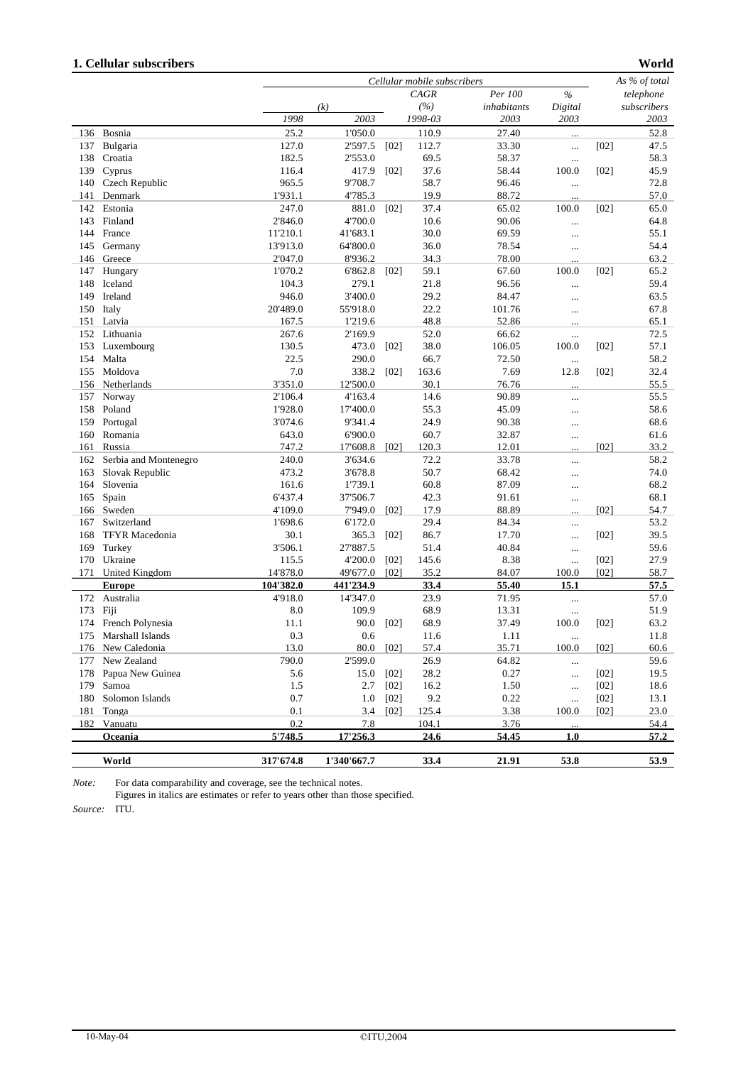## 1. Cellular subscribers

**World**

| | | Cellular mobile subscribers | | | | | | | As % of total telephone subscribers |
|---|---|---|---|---|---|---|---|---|---|
| | | (k) | | | CAGR (%) | Per 100 inhabitants | % Digital | | |
| | | 1998 | 2003 | | 1998-03 | 2003 | 2003 | | 2003 |
| 136 | Bosnia | 25.2 | 1'050.0 | | 110.9 | 27.40 | ... | | 52.8 |
| 137 | Bulgaria | 127.0 | 2'597.5 | [02] | 112.7 | 33.30 | ... | [02] | 47.5 |
| 138 | Croatia | 182.5 | 2'553.0 | | 69.5 | 58.37 | ... | | 58.3 |
| 139 | Cyprus | 116.4 | 417.9 | [02] | 37.6 | 58.44 | 100.0 | [02] | 45.9 |
| 140 | Czech Republic | 965.5 | 9'708.7 | | 58.7 | 96.46 | ... | | 72.8 |
| 141 | Denmark | 1'931.1 | 4'785.3 | | 19.9 | 88.72 | ... | | 57.0 |
| 142 | Estonia | 247.0 | 881.0 | [02] | 37.4 | 65.02 | 100.0 | [02] | 65.0 |
| 143 | Finland | 2'846.0 | 4'700.0 | | 10.6 | 90.06 | ... | | 64.8 |
| 144 | France | 11'210.1 | 41'683.1 | | 30.0 | 69.59 | ... | | 55.1 |
| 145 | Germany | 13'913.0 | 64'800.0 | | 36.0 | 78.54 | ... | | 54.4 |
| 146 | Greece | 2'047.0 | 8'936.2 | | 34.3 | 78.00 | ... | | 63.2 |
| 147 | Hungary | 1'070.2 | 6'862.8 | [02] | 59.1 | 67.60 | 100.0 | [02] | 65.2 |
| 148 | Iceland | 104.3 | 279.1 | | 21.8 | 96.56 | ... | | 59.4 |
| 149 | Ireland | 946.0 | 3'400.0 | | 29.2 | 84.47 | ... | | 63.5 |
| 150 | Italy | 20'489.0 | 55'918.0 | | 22.2 | 101.76 | ... | | 67.8 |
| 151 | Latvia | 167.5 | 1'219.6 | | 48.8 | 52.86 | ... | | 65.1 |
| 152 | Lithuania | 267.6 | 2'169.9 | | 52.0 | 66.62 | ... | | 72.5 |
| 153 | Luxembourg | 130.5 | 473.0 | [02] | 38.0 | 106.05 | 100.0 | [02] | 57.1 |
| 154 | Malta | 22.5 | 290.0 | | 66.7 | 72.50 | ... | | 58.2 |
| 155 | Moldova | 7.0 | 338.2 | [02] | 163.6 | 7.69 | 12.8 | [02] | 32.4 |
| 156 | Netherlands | 3'351.0 | 12'500.0 | | 30.1 | 76.76 | ... | | 55.5 |
| 157 | Norway | 2'106.4 | 4'163.4 | | 14.6 | 90.89 | ... | | 55.5 |
| 158 | Poland | 1'928.0 | 17'400.0 | | 55.3 | 45.09 | ... | | 58.6 |
| 159 | Portugal | 3'074.6 | 9'341.4 | | 24.9 | 90.38 | ... | | 68.6 |
| 160 | Romania | 643.0 | 6'900.0 | | 60.7 | 32.87 | ... | | 61.6 |
| 161 | Russia | 747.2 | 17'608.8 | [02] | 120.3 | 12.01 | ... | [02] | 33.2 |
| 162 | Serbia and Montenegro | 240.0 | 3'634.6 | | 72.2 | 33.78 | ... | | 58.2 |
| 163 | Slovak Republic | 473.2 | 3'678.8 | | 50.7 | 68.42 | ... | | 74.0 |
| 164 | Slovenia | 161.6 | 1'739.1 | | 60.8 | 87.09 | ... | | 68.2 |
| 165 | Spain | 6'437.4 | 37'506.7 | | 42.3 | 91.61 | ... | | 68.1 |
| 166 | Sweden | 4'109.0 | 7'949.0 | [02] | 17.9 | 88.89 | ... | [02] | 54.7 |
| 167 | Switzerland | 1'698.6 | 6'172.0 | | 29.4 | 84.34 | ... | | 53.2 |
| 168 | TFYR Macedonia | 30.1 | 365.3 | [02] | 86.7 | 17.70 | ... | [02] | 39.5 |
| 169 | Turkey | 3'506.1 | 27'887.5 | | 51.4 | 40.84 | ... | | 59.6 |
| 170 | Ukraine | 115.5 | 4'200.0 | [02] | 145.6 | 8.38 | ... | [02] | 27.9 |
| 171 | United Kingdom | 14'878.0 | 49'677.0 | [02] | 35.2 | 84.07 | 100.0 | [02] | 58.7 |
| | **Europe** | **104'382.0** | **441'234.9** | | **33.4** | **55.40** | **15.1** | | **57.5** |
| 172 | Australia | 4'918.0 | 14'347.0 | | 23.9 | 71.95 | ... | | 57.0 |
| 173 | Fiji | 8.0 | 109.9 | | 68.9 | 13.31 | ... | | 51.9 |
| 174 | French Polynesia | 11.1 | 90.0 | [02] | 68.9 | 37.49 | 100.0 | [02] | 63.2 |
| 175 | Marshall Islands | 0.3 | 0.6 | | 11.6 | 1.11 | ... | | 11.8 |
| 176 | New Caledonia | 13.0 | 80.0 | [02] | 57.4 | 35.71 | 100.0 | [02] | 60.6 |
| 177 | New Zealand | 790.0 | 2'599.0 | | 26.9 | 64.82 | ... | | 59.6 |
| 178 | Papua New Guinea | 5.6 | 15.0 | [02] | 28.2 | 0.27 | ... | [02] | 19.5 |
| 179 | Samoa | 1.5 | 2.7 | [02] | 16.2 | 1.50 | ... | [02] | 18.6 |
| 180 | Solomon Islands | 0.7 | 1.0 | [02] | 9.2 | 0.22 | ... | [02] | 13.1 |
| 181 | Tonga | 0.1 | 3.4 | [02] | 125.4 | 3.38 | 100.0 | [02] | 23.0 |
| 182 | Vanuatu | 0.2 | 7.8 | | 104.1 | 3.76 | ... | | 54.4 |
| | **Oceania** | **5'748.5** | **17'256.3** | | **24.6** | **54.45** | **1.0** | | **57.2** |
| | **World** | **317'674.8** | **1'340'667.7** | | **33.4** | **21.91** | **53.8** | | **53.9** |

*Note:* For data comparability and coverage, see the technical notes.
Figures in italics are estimates or refer to years other than those specified.

*Source:* ITU.

10-May-04 ©ITU,2004